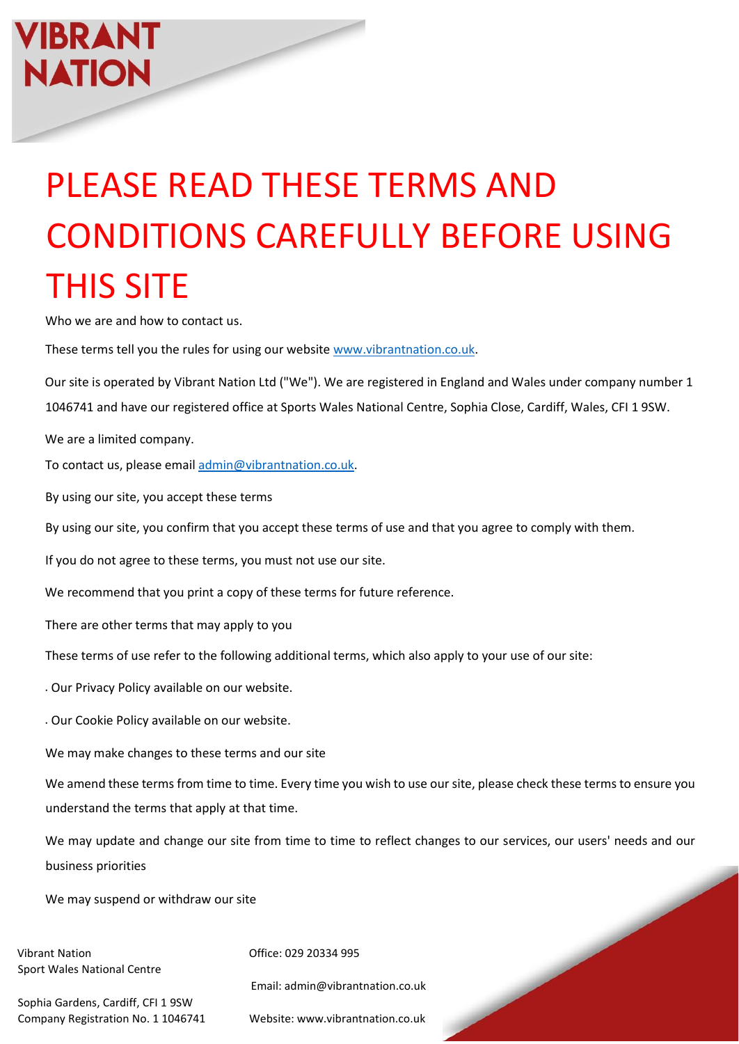VIBRANT NATION

# PLEASE READ THESE TERMS AND CONDITIONS CAREFULLY BEFORE USING THIS SITE

Who we are and how to contact us.

These terms tell you the rules for using our website www.vibrantnation.co.uk.

Our site is operated by Vibrant Nation Ltd ("We"). We are registered in England and Wales under company number 1 1046741 and have our registered office at Sports Wales National Centre, Sophia Close, Cardiff, Wales, CFI 1 9SW.

We are a limited company.

To contact us, please email admin@vibrantnation.co.uk.

By using our site, you accept these terms

By using our site, you confirm that you accept these terms of use and that you agree to comply with them.

If you do not agree to these terms, you must not use our site.

We recommend that you print a copy of these terms for future reference.

There are other terms that may apply to you

These terms of use refer to the following additional terms, which also apply to your use of our site:

- Our Privacy Policy available on our website.
- Our Cookie Policy available on our website.

We may make changes to these terms and our site

We amend these terms from time to time. Every time you wish to use our site, please check these terms to ensure you understand the terms that apply at that time.

We may update and change our site from time to time to reflect changes to our services, our users' needs and our business priorities

We may suspend or withdraw our site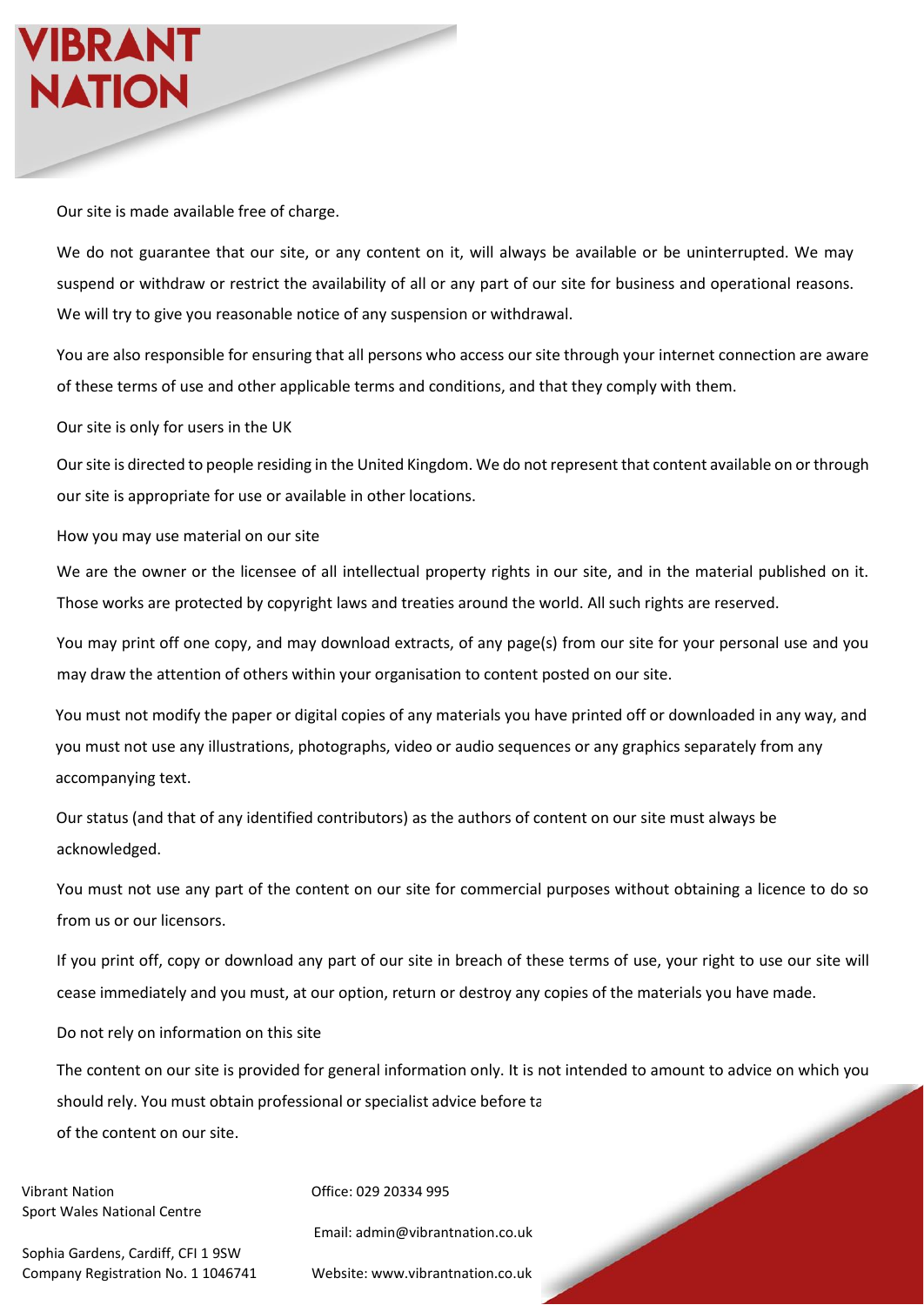Our site is made available free of charge.

We do not guarantee that our site, or any content on it, will always be available or be uninterrupted. We may suspend or withdraw or restrict the availability of all or any part of our site for business and operational reasons. We will try to give you reasonable notice of any suspension or withdrawal.

You are also responsible for ensuring that all persons who access our site through your internet connection are aware of these terms of use and other applicable terms and conditions, and that they comply with them.

## Our site is only for users in the UK

Our site is directed to people residing in the United Kingdom. We do not represent that content available on or through our site is appropriate for use or available in other locations.

## How you may use material on our site

We are the owner or the licensee of all intellectual property rights in our site, and in the material published on it. Those works are protected by copyright laws and treaties around the world. All such rights are reserved.

You may print off one copy, and may download extracts, of any page(s) from our site for your personal use and you may draw the attention of others within your organisation to content posted on our site.

You must not modify the paper or digital copies of any materials you have printed off or downloaded in any way, and you must not use any illustrations, photographs, video or audio sequences or any graphics separately from any accompanying text.

Our status (and that of any identified contributors) as the authors of content on our site must always be acknowledged.

You must not use any part of the content on our site for commercial purposes without obtaining a licence to do so from us or our licensors.

If you print off, copy or download any part of our site in breach of these terms of use, your right to use our site will cease immediately and you must, at our option, return or destroy any copies of the materials you have made.

## Do not rely on information on this site

The content on our site is provided for general information only. It is not intended to amount to advice on which you should rely. You must obtain professional or specialist advice before ta
of the content on our site.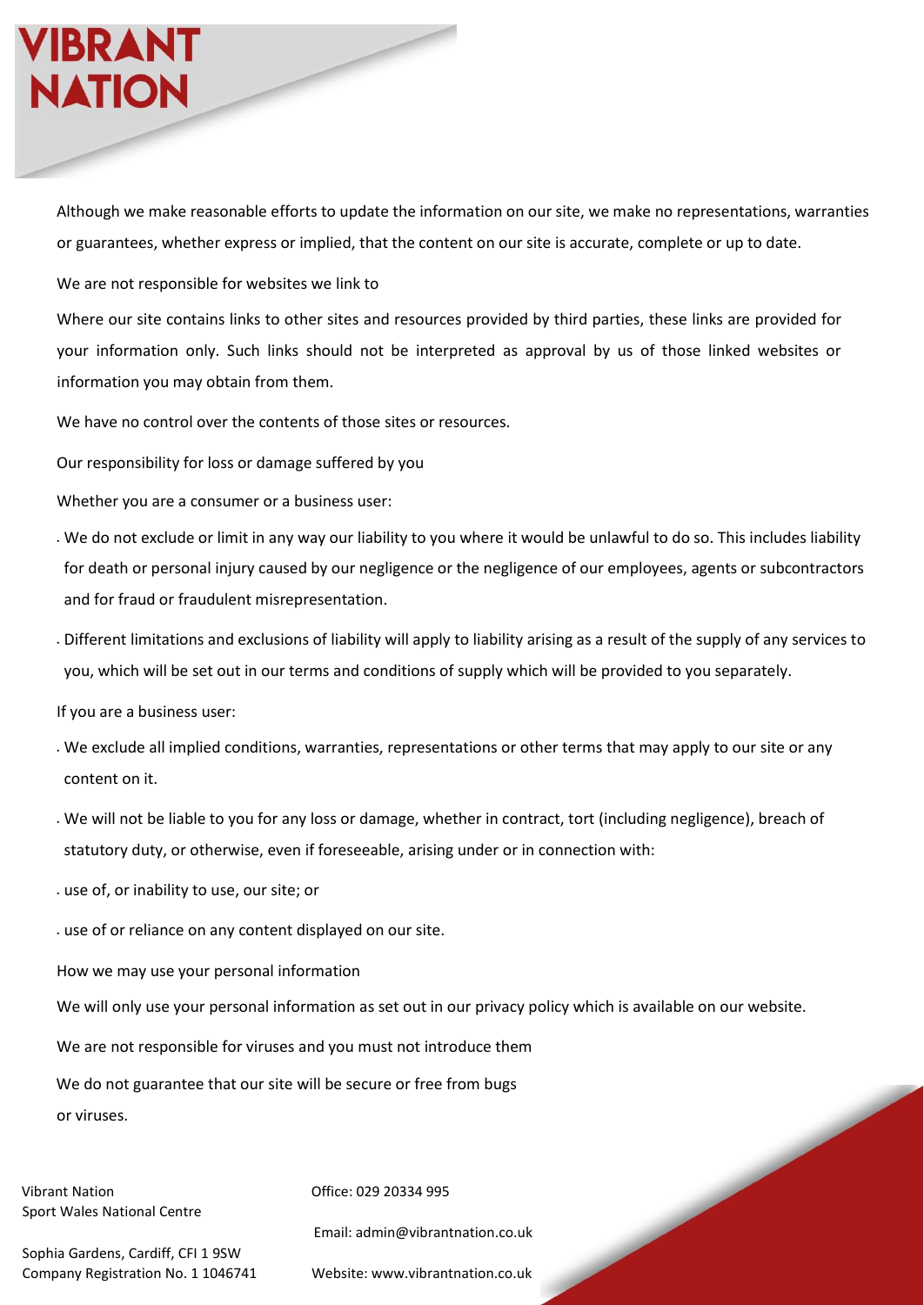Although we make reasonable efforts to update the information on our site, we make no representations, warranties or guarantees, whether express or implied, that the content on our site is accurate, complete or up to date.

We are not responsible for websites we link to

Where our site contains links to other sites and resources provided by third parties, these links are provided for your information only. Such links should not be interpreted as approval by us of those linked websites or information you may obtain from them.

We have no control over the contents of those sites or resources.

Our responsibility for loss or damage suffered by you

Whether you are a consumer or a business user:

- We do not exclude or limit in any way our liability to you where it would be unlawful to do so. This includes liability for death or personal injury caused by our negligence or the negligence of our employees, agents or subcontractors and for fraud or fraudulent misrepresentation.
- Different limitations and exclusions of liability will apply to liability arising as a result of the supply of any services to you, which will be set out in our terms and conditions of supply which will be provided to you separately.

If you are a business user:

- We exclude all implied conditions, warranties, representations or other terms that may apply to our site or any content on it.
- We will not be liable to you for any loss or damage, whether in contract, tort (including negligence), breach of statutory duty, or otherwise, even if foreseeable, arising under or in connection with:
- use of, or inability to use, our site; or
- use of or reliance on any content displayed on our site.

How we may use your personal information

We will only use your personal information as set out in our privacy policy which is available on our website.

We are not responsible for viruses and you must not introduce them

We do not guarantee that our site will be secure or free from bugs or viruses.

Vibrant Nation
Sport Wales National Centre
Sophia Gardens, Cardiff, CFI 1 9SW
Company Registration No. 1 1046741

Office: 029 20334 995
Email: admin@vibrantnation.co.uk
Website: www.vibrantnation.co.uk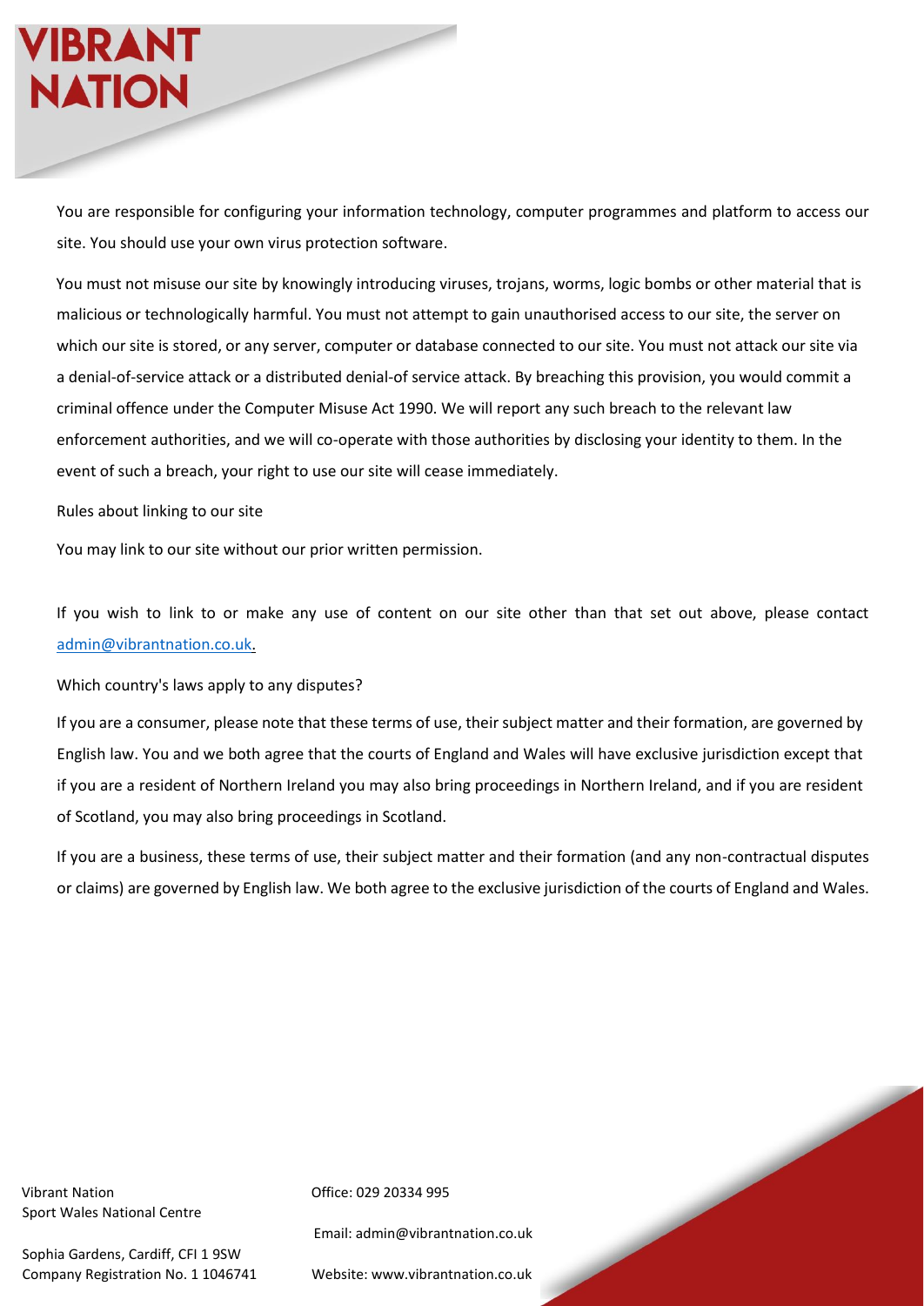You are responsible for configuring your information technology, computer programmes and platform to access our site. You should use your own virus protection software.

You must not misuse our site by knowingly introducing viruses, trojans, worms, logic bombs or other material that is malicious or technologically harmful. You must not attempt to gain unauthorised access to our site, the server on which our site is stored, or any server, computer or database connected to our site. You must not attack our site via a denial-of-service attack or a distributed denial-of service attack. By breaching this provision, you would commit a criminal offence under the Computer Misuse Act 1990. We will report any such breach to the relevant law enforcement authorities, and we will co-operate with those authorities by disclosing your identity to them. In the event of such a breach, your right to use our site will cease immediately.

Rules about linking to our site

You may link to our site without our prior written permission.

If you wish to link to or make any use of content on our site other than that set out above, please contact admin@vibrantnation.co.uk.

Which country's laws apply to any disputes?

If you are a consumer, please note that these terms of use, their subject matter and their formation, are governed by English law. You and we both agree that the courts of England and Wales will have exclusive jurisdiction except that if you are a resident of Northern Ireland you may also bring proceedings in Northern Ireland, and if you are resident of Scotland, you may also bring proceedings in Scotland.

If you are a business, these terms of use, their subject matter and their formation (and any non-contractual disputes or claims) are governed by English law. We both agree to the exclusive jurisdiction of the courts of England and Wales.